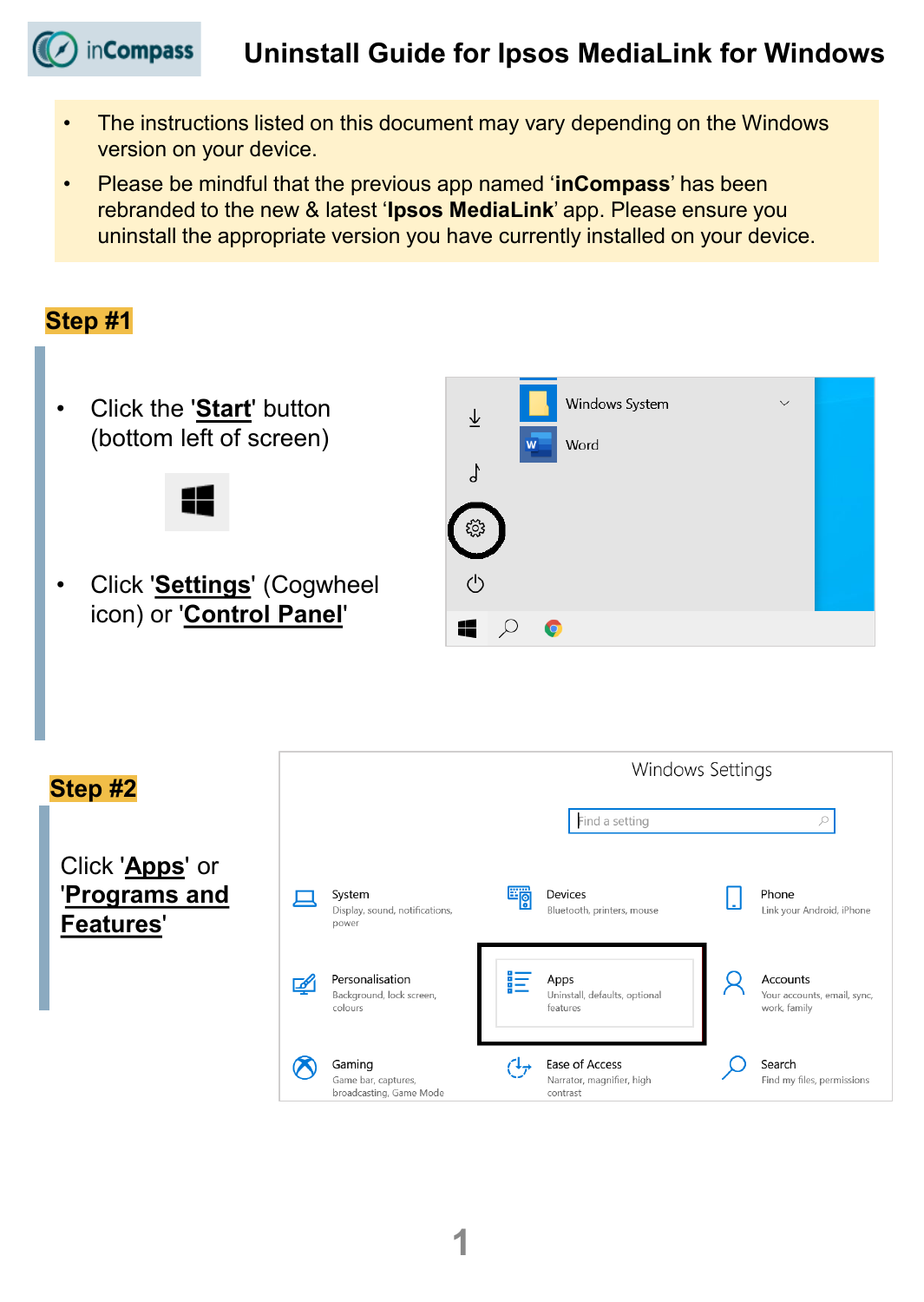# Uninstall Guide for Ipsos MediaLink for Windows

- The instructions listed on this document may vary depending on the Windows version on your device.
- Please be mindful that the previous app named '**inCompass**' has been rebranded to the new & latest '**Ipsos MediaLink**' app. Please ensure you uninstall the appropriate version you have currently installed on your device.

## Step #1

- Click the '**Start**' button (bottom left of screen)
- Click '**Settings**' (Cogwheel icon) or '**Control Panel**'

## Step #2

Click '**Apps**' or '**Programs and Features**'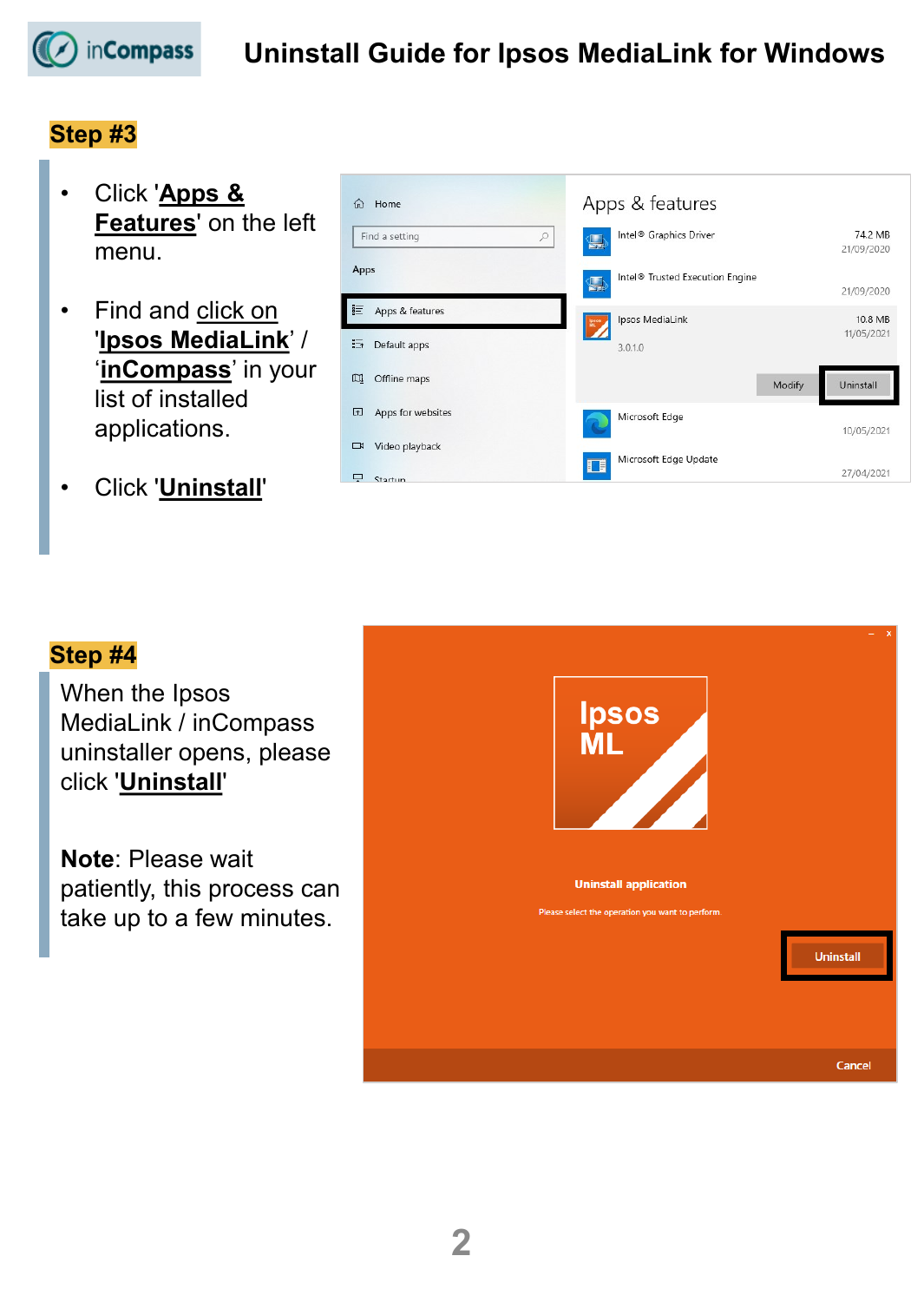# Uninstall Guide for Ipsos MediaLink for Windows

## Step #3

- Click '**Apps & Features**' on the left menu.
- Find and click on '**Ipsos MediaLink**' / '**inCompass**' in your list of installed applications.
- Click '**Uninstall**'

## Step #4

When the Ipsos MediaLink / inCompass uninstaller opens, please click '**Uninstall**'

**Note**: Please wait patiently, this process can take up to a few minutes.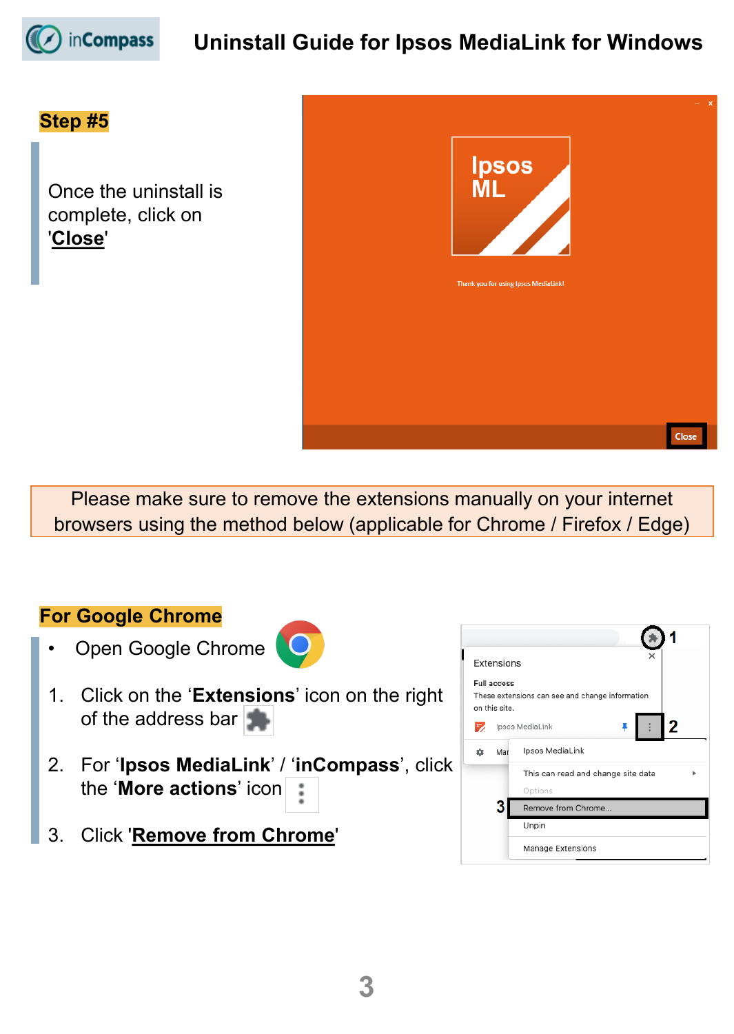# Uninstall Guide for Ipsos MediaLink for Windows

**Step #5**

Once the uninstall is complete, click on '**Close**'

Please make sure to remove the extensions manually on your internet browsers using the method below (applicable for Chrome / Firefox / Edge)

**For Google Chrome**

- Open Google Chrome

1. Click on the '**Extensions**' icon on the right of the address bar
2. For '**Ipsos MediaLink**' / '**inCompass**', click the '**More actions**' icon
3. Click '**Remove from Chrome**'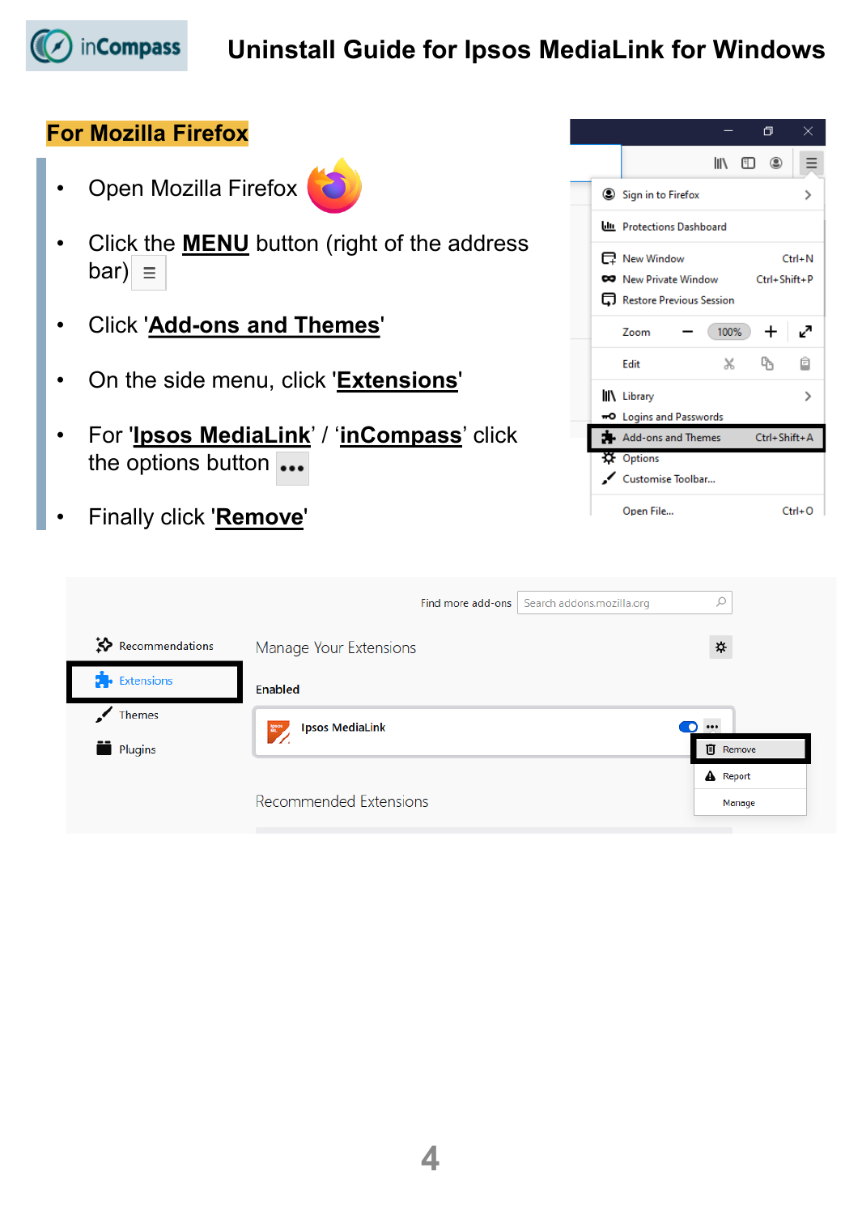# Uninstall Guide for Ipsos MediaLink for Windows

## For Mozilla Firefox

- Open Mozilla Firefox
- Click the **MENU** button (right of the address bar) ≡
- Click '**Add-ons and Themes**'
- On the side menu, click '**Extensions**'
- For '**Ipsos MediaLink**' / '**inCompass**' click the options button •••
- Finally click '**Remove**'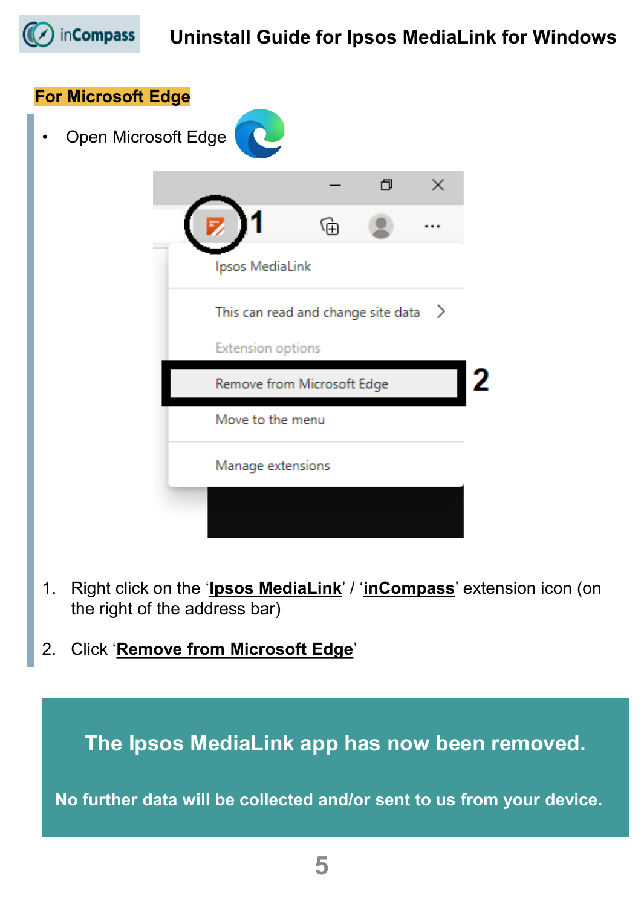# Uninstall Guide for Ipsos MediaLink for Windows

## For Microsoft Edge

- Open Microsoft Edge

1. Right click on the '**Ipsos MediaLink**' / '**inCompass**' extension icon (on the right of the address bar)
2. Click '**Remove from Microsoft Edge**'

**The Ipsos MediaLink app has now been removed.**

**No further data will be collected and/or sent to us from your device.**